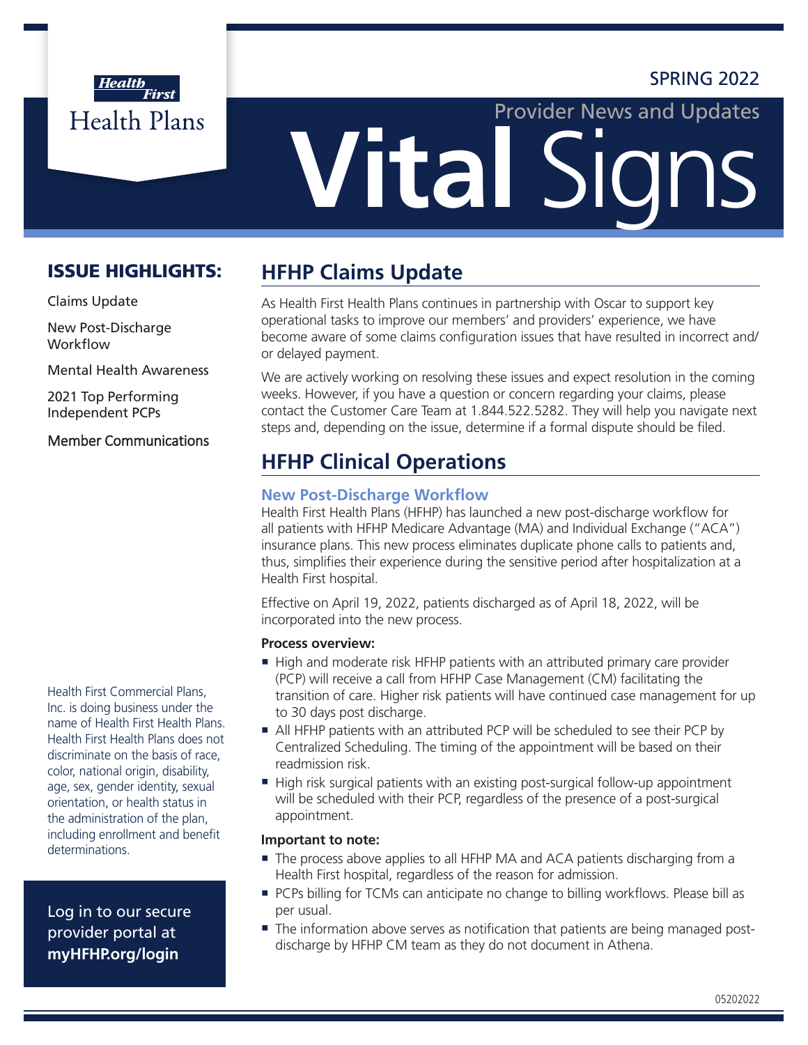Health First Health Plans

SPRING 2022

Provider News and Updates

# Vital Signs

## ISSUE HIGHLIGHTS:

Claims Update

New Post-Discharge Workflow

Mental Health Awareness

2021 Top Performing Independent PCPs

Member Communications

## HFHP Claims Update

As Health First Health Plans continues in partnership with Oscar to support key operational tasks to improve our members' and providers' experience, we have become aware of some claims configuration issues that have resulted in incorrect and/or delayed payment.

We are actively working on resolving these issues and expect resolution in the coming weeks. However, if you have a question or concern regarding your claims, please contact the Customer Care Team at 1.844.522.5282. They will help you navigate next steps and, depending on the issue, determine if a formal dispute should be filed.

## HFHP Clinical Operations

### New Post-Discharge Workflow

Health First Health Plans (HFHP) has launched a new post-discharge workflow for all patients with HFHP Medicare Advantage (MA) and Individual Exchange ("ACA") insurance plans. This new process eliminates duplicate phone calls to patients and, thus, simplifies their experience during the sensitive period after hospitalization at a Health First hospital.

Effective on April 19, 2022, patients discharged as of April 18, 2022, will be incorporated into the new process.

**Process overview:**

- High and moderate risk HFHP patients with an attributed primary care provider (PCP) will receive a call from HFHP Case Management (CM) facilitating the transition of care. Higher risk patients will have continued case management for up to 30 days post discharge.
- All HFHP patients with an attributed PCP will be scheduled to see their PCP by Centralized Scheduling. The timing of the appointment will be based on their readmission risk.
- High risk surgical patients with an existing post-surgical follow-up appointment will be scheduled with their PCP, regardless of the presence of a post-surgical appointment.

**Important to note:**

- The process above applies to all HFHP MA and ACA patients discharging from a Health First hospital, regardless of the reason for admission.
- PCPs billing for TCMs can anticipate no change to billing workflows. Please bill as per usual.
- The information above serves as notification that patients are being managed post-discharge by HFHP CM team as they do not document in Athena.

Health First Commercial Plans, Inc. is doing business under the name of Health First Health Plans. Health First Health Plans does not discriminate on the basis of race, color, national origin, disability, age, sex, gender identity, sexual orientation, or health status in the administration of the plan, including enrollment and benefit determinations.

Log in to our secure provider portal at **myHFHP.org/login**

05202022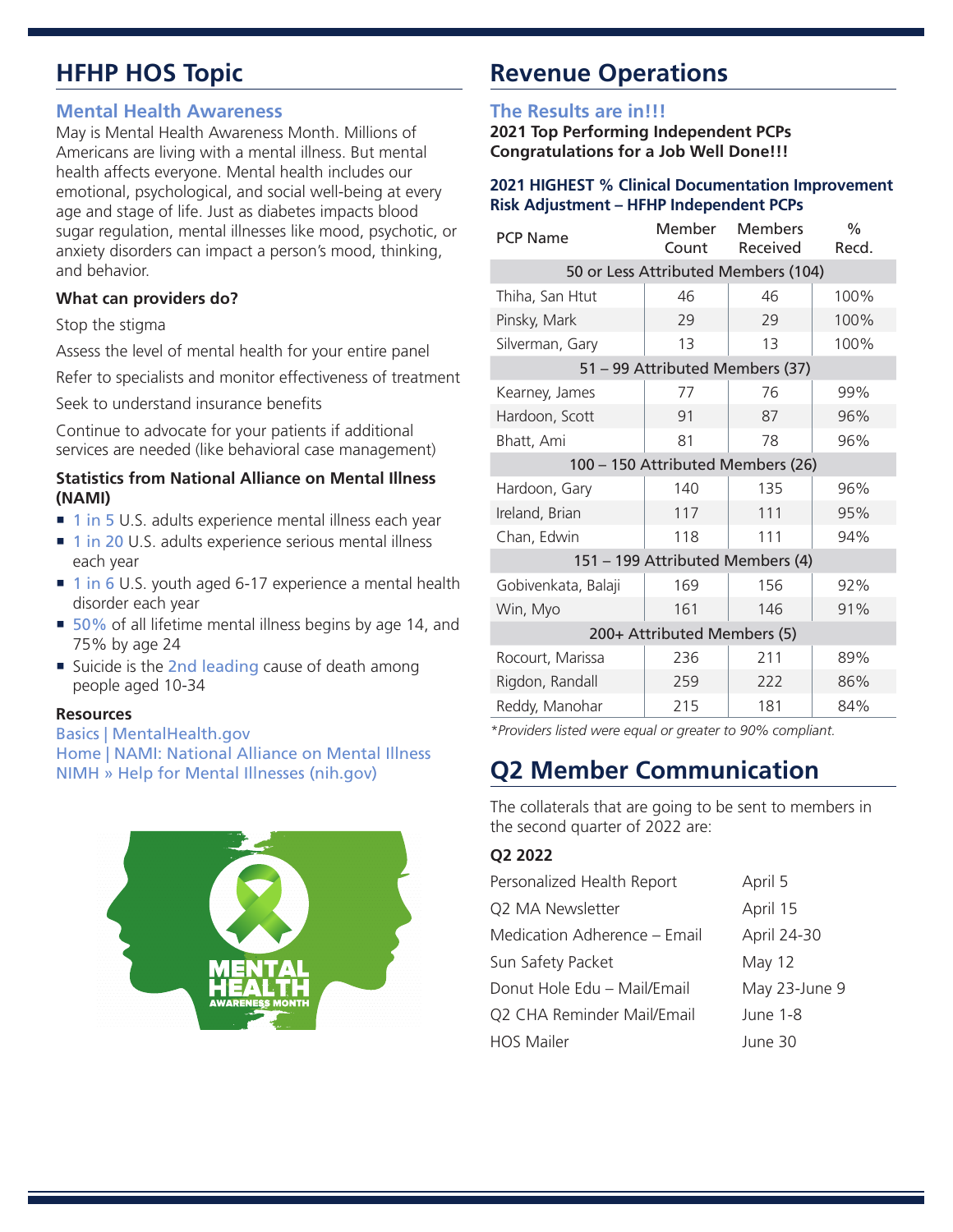## HFHP HOS Topic

### Mental Health Awareness

May is Mental Health Awareness Month. Millions of Americans are living with a mental illness. But mental health affects everyone. Mental health includes our emotional, psychological, and social well-being at every age and stage of life. Just as diabetes impacts blood sugar regulation, mental illnesses like mood, psychotic, or anxiety disorders can impact a person's mood, thinking, and behavior.

**What can providers do?**

Stop the stigma

Assess the level of mental health for your entire panel

Refer to specialists and monitor effectiveness of treatment

Seek to understand insurance benefits

Continue to advocate for your patients if additional services are needed (like behavioral case management)

**Statistics from National Alliance on Mental Illness (NAMI)**

- 1 in 5 U.S. adults experience mental illness each year
- 1 in 20 U.S. adults experience serious mental illness each year
- 1 in 6 U.S. youth aged 6-17 experience a mental health disorder each year
- 50% of all lifetime mental illness begins by age 14, and 75% by age 24
- Suicide is the 2nd leading cause of death among people aged 10-34

**Resources**

Basics | MentalHealth.gov
Home | NAMI: National Alliance on Mental Illness
NIMH » Help for Mental Illnesses (nih.gov)

MENTAL HEALTH AWARENESS MONTH

## Revenue Operations

### The Results are in!!!

**2021 Top Performing Independent PCPs**
**Congratulations for a Job Well Done!!!**

**2021 HIGHEST % Clinical Documentation Improvement Risk Adjustment – HFHP Independent PCPs**

| PCP Name | Member Count | Members Received | % Recd. |
|---|---|---|---|
| 50 or Less Attributed Members (104) | | | |
| Thiha, San Htut | 46 | 46 | 100% |
| Pinsky, Mark | 29 | 29 | 100% |
| Silverman, Gary | 13 | 13 | 100% |
| 51 – 99 Attributed Members (37) | | | |
| Kearney, James | 77 | 76 | 99% |
| Hardoon, Scott | 91 | 87 | 96% |
| Bhatt, Ami | 81 | 78 | 96% |
| 100 – 150 Attributed Members (26) | | | |
| Hardoon, Gary | 140 | 135 | 96% |
| Ireland, Brian | 117 | 111 | 95% |
| Chan, Edwin | 118 | 111 | 94% |
| 151 – 199 Attributed Members (4) | | | |
| Gobivenkata, Balaji | 169 | 156 | 92% |
| Win, Myo | 161 | 146 | 91% |
| 200+ Attributed Members (5) | | | |
| Rocourt, Marissa | 236 | 211 | 89% |
| Rigdon, Randall | 259 | 222 | 86% |
| Reddy, Manohar | 215 | 181 | 84% |

*Providers listed were equal or greater to 90% compliant.*

## Q2 Member Communication

The collaterals that are going to be sent to members in the second quarter of 2022 are:

**Q2 2022**

| | |
|---|---|
| Personalized Health Report | April 5 |
| Q2 MA Newsletter | April 15 |
| Medication Adherence – Email | April 24-30 |
| Sun Safety Packet | May 12 |
| Donut Hole Edu – Mail/Email | May 23-June 9 |
| Q2 CHA Reminder Mail/Email | June 1-8 |
| HOS Mailer | June 30 |